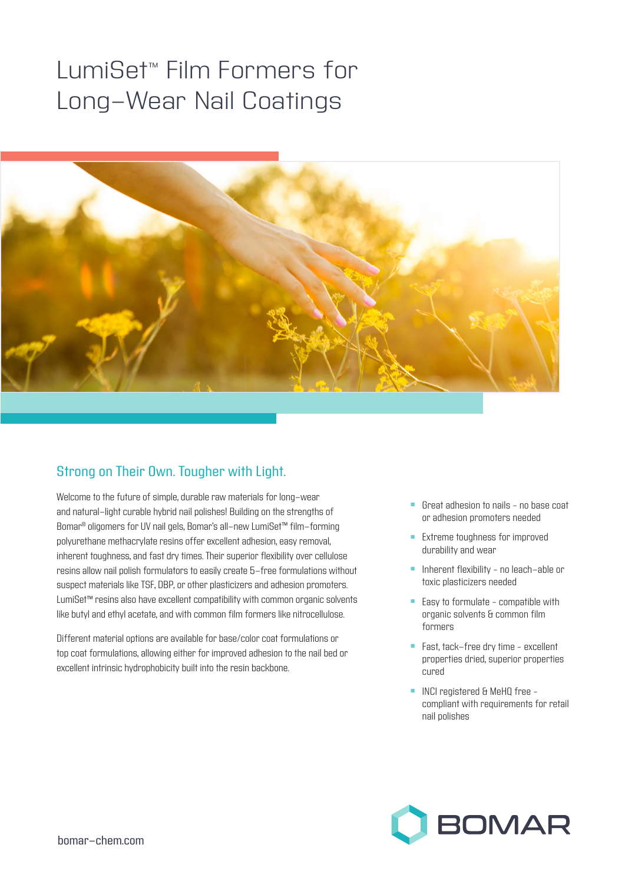# LumiSet™ Film Formers for Long-Wear Nail Coatings

## Strong on Their Own. Tougher with Light.

Welcome to the future of simple, durable raw materials for long-wear and natural-light curable hybrid nail polishes! Building on the strengths of Bomar® oligomers for UV nail gels, Bomar's all-new LumiSet™ film-forming polyurethane methacrylate resins offer excellent adhesion, easy removal, inherent toughness, and fast dry times. Their superior flexibility over cellulose resins allow nail polish formulators to easily create 5-free formulations without suspect materials like TSF, DBP, or other plasticizers and adhesion promoters. LumiSet™ resins also have excellent compatibility with common organic solvents like butyl and ethyl acetate, and with common film formers like nitrocellulose.

Different material options are available for base/color coat formulations or top coat formulations, allowing either for improved adhesion to the nail bed or excellent intrinsic hydrophobicity built into the resin backbone.

- Great adhesion to nails - no base coat or adhesion promoters needed
- Extreme toughness for improved durability and wear
- Inherent flexibility - no leach-able or toxic plasticizers needed
- Easy to formulate - compatible with organic solvents & common film formers
- Fast, tack-free dry time - excellent properties dried, superior properties cured
- INCI registered & MeHQ free - compliant with requirements for retail nail polishes

bomar-chem.com

BOMAR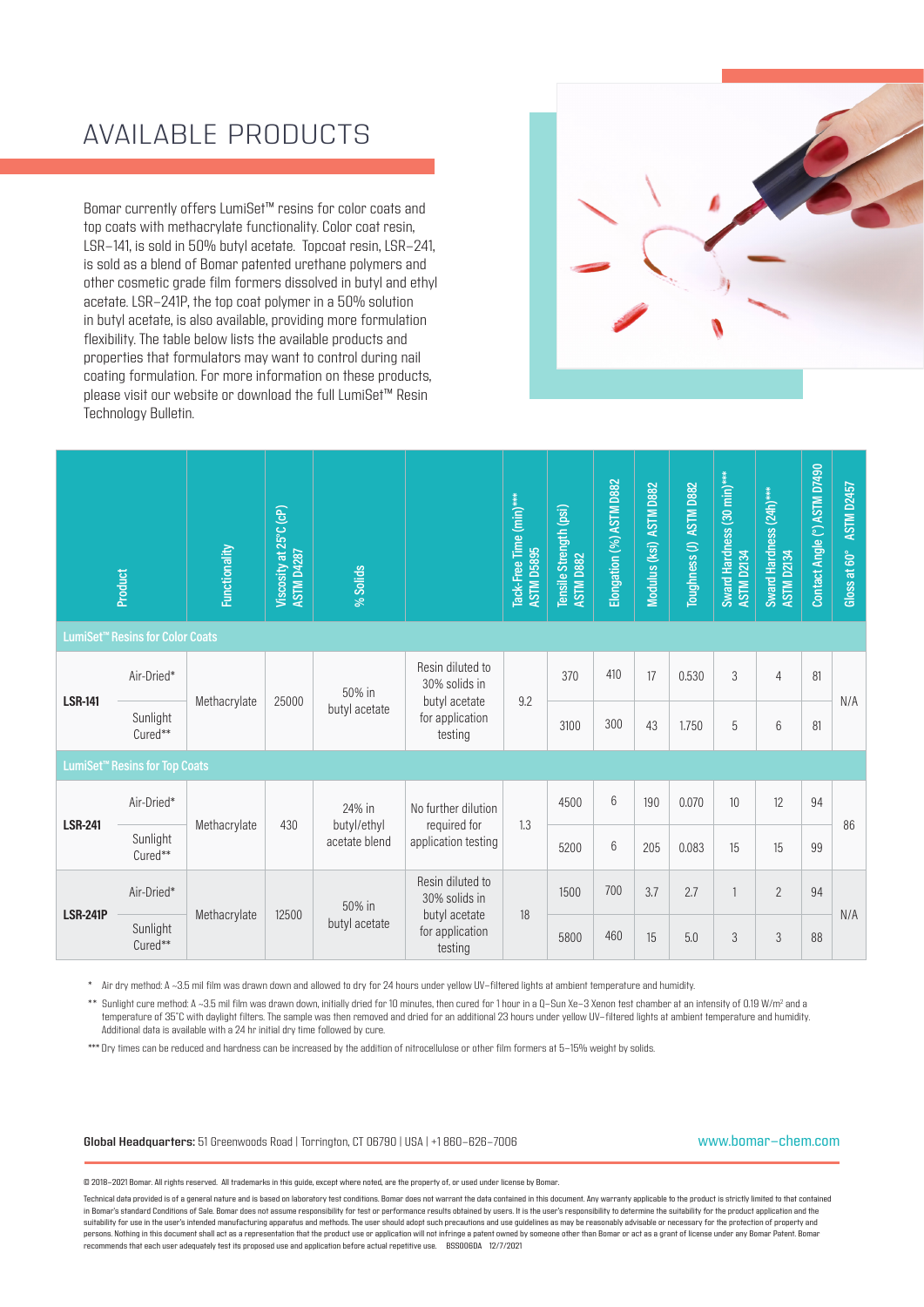# AVAILABLE PRODUCTS

Bomar currently offers LumiSet™ resins for color coats and top coats with methacrylate functionality. Color coat resin, LSR-141, is sold in 50% butyl acetate. Topcoat resin, LSR-241, is sold as a blend of Bomar patented urethane polymers and other cosmetic grade film formers dissolved in butyl and ethyl acetate. LSR-241P, the top coat polymer in a 50% solution in butyl acetate, is also available, providing more formulation flexibility. The table below lists the available products and properties that formulators may want to control during nail coating formulation. For more information on these products, please visit our website or download the full LumiSet™ Resin Technology Bulletin.

| Product | | Functionality | Viscosity at 25°C (cP) ASTM D4287 | % Solids | | Tack-Free Time (min)*** ASTM D5895 | Tensile Strength (psi) ASTM D882 | Elongation (%) ASTM D882 | Modulus (ksi) ASTM D882 | Toughness (J) ASTM D882 | Sward Hardness (30 min)*** ASTM D2134 | Sward Hardness (24h)*** ASTM D2134 | Contact Angle (°) ASTM D7490 | Gloss at 60° ASTM D2457 |
|---|---|---|---|---|---|---|---|---|---|---|---|---|---|---|
| **LumiSet™ Resins for Color Coats** | | | | | | | | | | | | | | |
| **LSR-141** | Air-Dried* | Methacrylate | 25000 | 50% in butyl acetate | Resin diluted to 30% solids in butyl acetate for application testing | 9.2 | 370 | 410 | 17 | 0.530 | 3 | 4 | 81 | N/A |
| | Sunlight Cured** | | | | | | 3100 | 300 | 43 | 1.750 | 5 | 6 | 81 | |
| **LumiSet™ Resins for Top Coats** | | | | | | | | | | | | | | |
| **LSR-241** | Air-Dried* | Methacrylate | 430 | 24% in butyl/ethyl acetate blend | No further dilution required for application testing | 1.3 | 4500 | 6 | 190 | 0.070 | 10 | 12 | 94 | 86 |
| | Sunlight Cured** | | | | | | 5200 | 6 | 205 | 0.083 | 15 | 15 | 99 | |
| **LSR-241P** | Air-Dried* | Methacrylate | 12500 | 50% in butyl acetate | Resin diluted to 30% solids in butyl acetate for application testing | 18 | 1500 | 700 | 3.7 | 2.7 | 1 | 2 | 94 | N/A |
| | Sunlight Cured** | | | | | | 5800 | 460 | 15 | 5.0 | 3 | 3 | 88 | |

\* Air dry method: A ~3.5 mil film was drawn down and allowed to dry for 24 hours under yellow UV-filtered lights at ambient temperature and humidity.

\** Sunlight cure method: A ~3.5 mil film was drawn down, initially dried for 10 minutes, then cured for 1 hour in a Q-Sun Xe-3 Xenon test chamber at an intensity of 0.19 W/m² and a temperature of 35°C with daylight filters. The sample was then removed and dried for an additional 23 hours under yellow UV-filtered lights at ambient temperature and humidity. Additional data is available with a 24 hr initial dry time followed by cure.

\*** Dry times can be reduced and hardness can be increased by the addition of nitrocellulose or other film formers at 5-15% weight by solids.

**Global Headquarters:** 51 Greenwoods Road | Torrington, CT 06790 | USA | +1 860-626-7006

www.bomar-chem.com

© 2018-2021 Bomar. All rights reserved. All trademarks in this guide, except where noted, are the property of, or used under license by Bomar.

Technical data provided is of a general nature and is based on laboratory test conditions. Bomar does not warrant the data contained in this document. Any warranty applicable to the product is strictly limited to that contained in Bomar's standard Conditions of Sale. Bomar does not assume responsibility for test or performance results obtained by users. It is the user's responsibility to determine the suitability for the product application and the suitability for use in the user's intended manufacturing apparatus and methods. The user should adopt such precautions and use guidelines as may be reasonably advisable or necessary for the protection of property and persons. Nothing in this document shall act as a representation that the product use or application will not infringe a patent owned by someone other than Bomar or act as a grant of license under any Bomar Patent. Bomar recommends that each user adequately test its proposed use and application before actual repetitive use. BSS006DA 12/7/2021